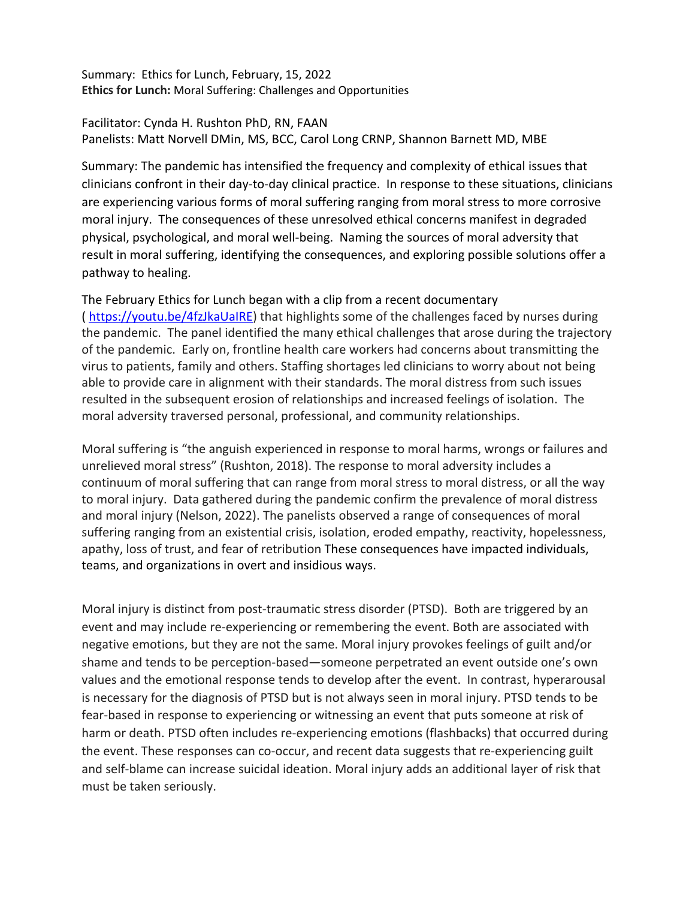Summary: Ethics for Lunch, February, 15, 2022
**Ethics for Lunch:** Moral Suffering: Challenges and Opportunities

Facilitator: Cynda H. Rushton PhD, RN, FAAN
Panelists: Matt Norvell DMin, MS, BCC, Carol Long CRNP, Shannon Barnett MD, MBE

Summary: The pandemic has intensified the frequency and complexity of ethical issues that clinicians confront in their day-to-day clinical practice. In response to these situations, clinicians are experiencing various forms of moral suffering ranging from moral stress to more corrosive moral injury. The consequences of these unresolved ethical concerns manifest in degraded physical, psychological, and moral well-being. Naming the sources of moral adversity that result in moral suffering, identifying the consequences, and exploring possible solutions offer a pathway to healing.

The February Ethics for Lunch began with a clip from a recent documentary ( https://youtu.be/4fzJkaUaIRE) that highlights some of the challenges faced by nurses during the pandemic. The panel identified the many ethical challenges that arose during the trajectory of the pandemic. Early on, frontline health care workers had concerns about transmitting the virus to patients, family and others. Staffing shortages led clinicians to worry about not being able to provide care in alignment with their standards. The moral distress from such issues resulted in the subsequent erosion of relationships and increased feelings of isolation. The moral adversity traversed personal, professional, and community relationships.

Moral suffering is "the anguish experienced in response to moral harms, wrongs or failures and unrelieved moral stress" (Rushton, 2018). The response to moral adversity includes a continuum of moral suffering that can range from moral stress to moral distress, or all the way to moral injury. Data gathered during the pandemic confirm the prevalence of moral distress and moral injury (Nelson, 2022). The panelists observed a range of consequences of moral suffering ranging from an existential crisis, isolation, eroded empathy, reactivity, hopelessness, apathy, loss of trust, and fear of retribution These consequences have impacted individuals, teams, and organizations in overt and insidious ways.

Moral injury is distinct from post-traumatic stress disorder (PTSD). Both are triggered by an event and may include re-experiencing or remembering the event. Both are associated with negative emotions, but they are not the same. Moral injury provokes feelings of guilt and/or shame and tends to be perception-based—someone perpetrated an event outside one's own values and the emotional response tends to develop after the event. In contrast, hyperarousal is necessary for the diagnosis of PTSD but is not always seen in moral injury. PTSD tends to be fear-based in response to experiencing or witnessing an event that puts someone at risk of harm or death. PTSD often includes re-experiencing emotions (flashbacks) that occurred during the event. These responses can co-occur, and recent data suggests that re-experiencing guilt and self-blame can increase suicidal ideation. Moral injury adds an additional layer of risk that must be taken seriously.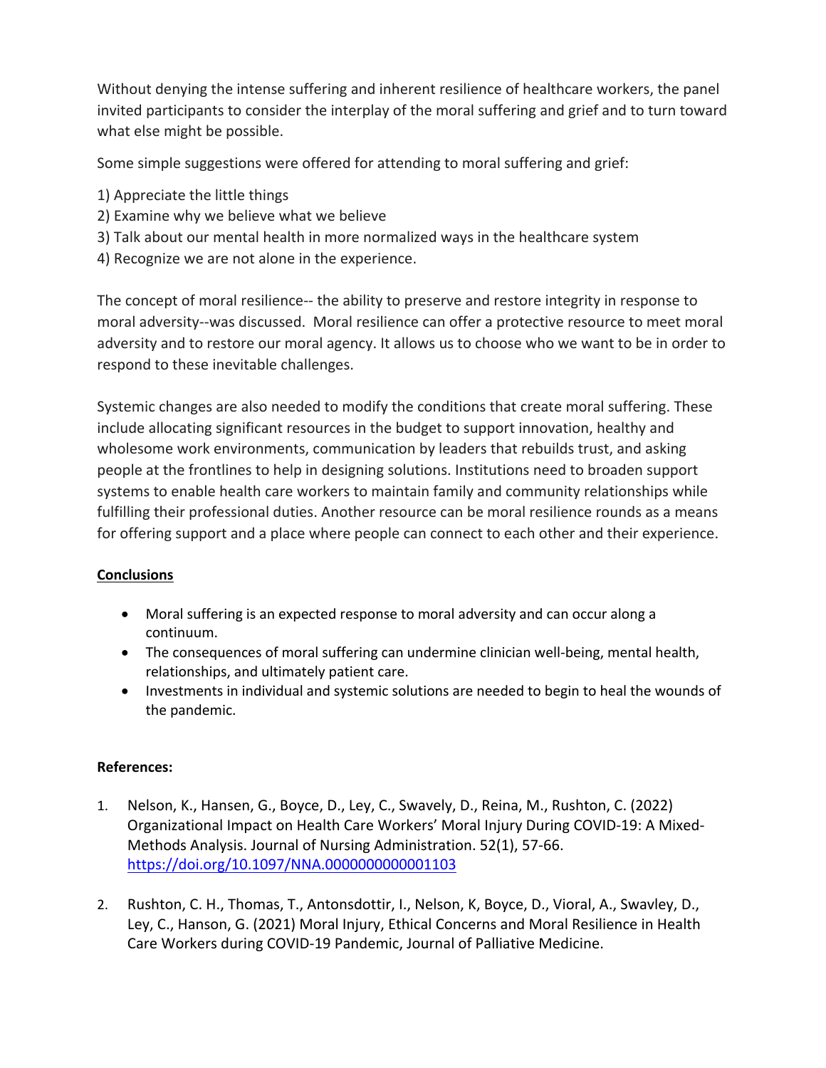Without denying the intense suffering and inherent resilience of healthcare workers, the panel invited participants to consider the interplay of the moral suffering and grief and to turn toward what else might be possible.

Some simple suggestions were offered for attending to moral suffering and grief:

1) Appreciate the little things
2) Examine why we believe what we believe
3) Talk about our mental health in more normalized ways in the healthcare system
4) Recognize we are not alone in the experience.

The concept of moral resilience-- the ability to preserve and restore integrity in response to moral adversity--was discussed. Moral resilience can offer a protective resource to meet moral adversity and to restore our moral agency. It allows us to choose who we want to be in order to respond to these inevitable challenges.

Systemic changes are also needed to modify the conditions that create moral suffering. These include allocating significant resources in the budget to support innovation, healthy and wholesome work environments, communication by leaders that rebuilds trust, and asking people at the frontlines to help in designing solutions. Institutions need to broaden support systems to enable health care workers to maintain family and community relationships while fulfilling their professional duties. Another resource can be moral resilience rounds as a means for offering support and a place where people can connect to each other and their experience.

## Conclusions

- Moral suffering is an expected response to moral adversity and can occur along a continuum.
- The consequences of moral suffering can undermine clinician well-being, mental health, relationships, and ultimately patient care.
- Investments in individual and systemic solutions are needed to begin to heal the wounds of the pandemic.

**References:**

1. Nelson, K., Hansen, G., Boyce, D., Ley, C., Swavely, D., Reina, M., Rushton, C. (2022) Organizational Impact on Health Care Workers' Moral Injury During COVID-19: A Mixed-Methods Analysis. Journal of Nursing Administration. 52(1), 57-66. https://doi.org/10.1097/NNA.0000000000001103

2. Rushton, C. H., Thomas, T., Antonsdottir, I., Nelson, K, Boyce, D., Vioral, A., Swavley, D., Ley, C., Hanson, G. (2021) Moral Injury, Ethical Concerns and Moral Resilience in Health Care Workers during COVID-19 Pandemic, Journal of Palliative Medicine.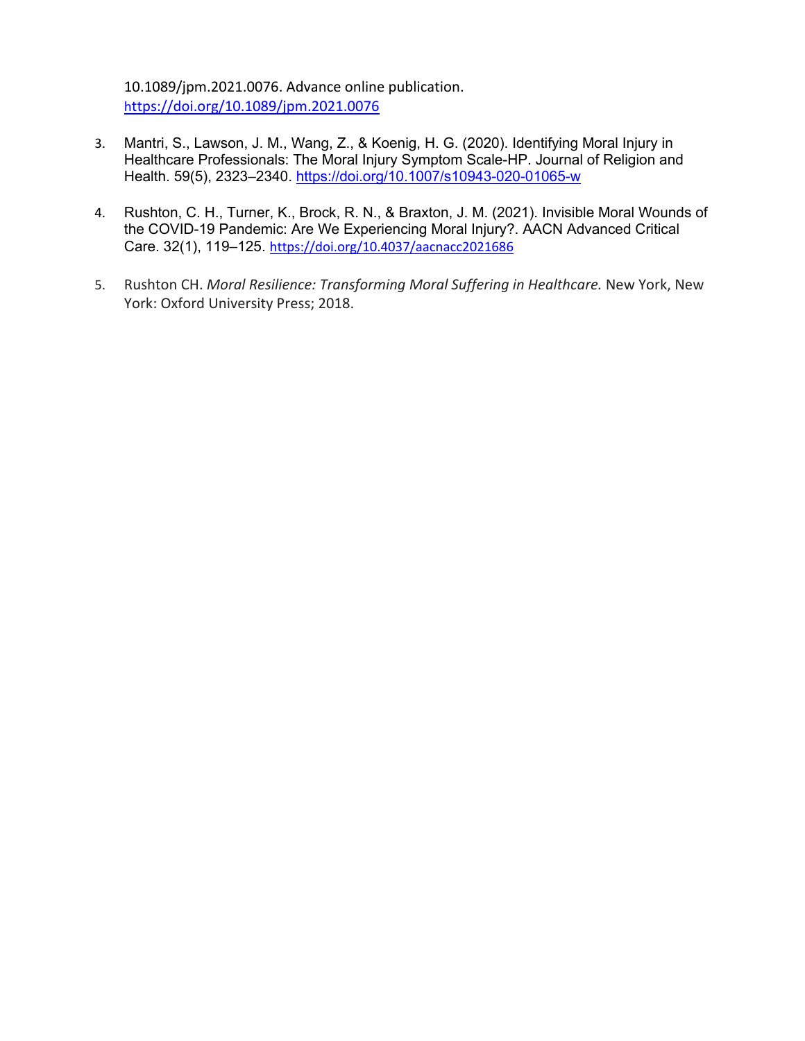10.1089/jpm.2021.0076. Advance online publication. https://doi.org/10.1089/jpm.2021.0076

3. Mantri, S., Lawson, J. M., Wang, Z., & Koenig, H. G. (2020). Identifying Moral Injury in Healthcare Professionals: The Moral Injury Symptom Scale-HP. Journal of Religion and Health. 59(5), 2323–2340. https://doi.org/10.1007/s10943-020-01065-w

4. Rushton, C. H., Turner, K., Brock, R. N., & Braxton, J. M. (2021). Invisible Moral Wounds of the COVID-19 Pandemic: Are We Experiencing Moral Injury?. AACN Advanced Critical Care. 32(1), 119–125. https://doi.org/10.4037/aacnacc2021686

5. Rushton CH. *Moral Resilience: Transforming Moral Suffering in Healthcare.* New York, New York: Oxford University Press; 2018.